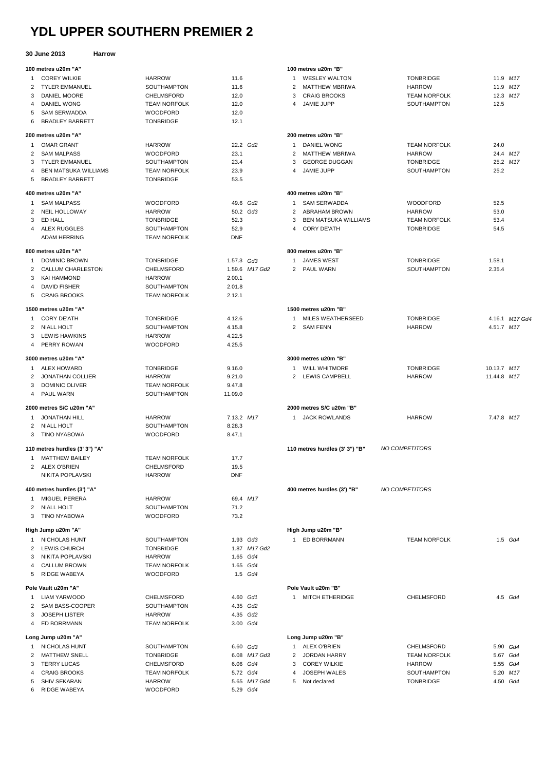# YDL UPPER SOUTHERN PREMIER 2

**30 June 2013** **Harrow**

### 100 metres u20m "A"

| Pos | Name | Club | Perf | Notes |
|---|---|---|---|---|
| 1 | COREY WILKIE | HARROW | 11.6 | |
| 2 | TYLER EMMANUEL | SOUTHAMPTON | 11.6 | |
| 3 | DANIEL MOORE | CHELMSFORD | 12.0 | |
| 4 | DANIEL WONG | TEAM NORFOLK | 12.0 | |
| 5 | SAM SERWADDA | WOODFORD | 12.0 | |
| 6 | BRADLEY BARRETT | TONBRIDGE | 12.1 | |

### 100 metres u20m "B"

| Pos | Name | Club | Perf | Notes |
|---|---|---|---|---|
| 1 | WESLEY WALTON | TONBRIDGE | 11.9 | *M17* |
| 2 | MATTHEW MBRIWA | HARROW | 11.9 | *M17* |
| 3 | CRAIG BROOKS | TEAM NORFOLK | 12.3 | *M17* |
| 4 | JAMIE JUPP | SOUTHAMPTON | 12.5 | |

### 200 metres u20m "A"

| Pos | Name | Club | Perf | Notes |
|---|---|---|---|---|
| 1 | OMAR GRANT | HARROW | 22.2 | *Gd2* |
| 2 | SAM MALPASS | WOODFORD | 23.1 | |
| 3 | TYLER EMMANUEL | SOUTHAMPTON | 23.4 | |
| 4 | BEN MATSUKA WILLIAMS | TEAM NORFOLK | 23.9 | |
| 5 | BRADLEY BARRETT | TONBRIDGE | 53.5 | |

### 200 metres u20m "B"

| Pos | Name | Club | Perf | Notes |
|---|---|---|---|---|
| 1 | DANIEL WONG | TEAM NORFOLK | 24.0 | |
| 2 | MATTHEW MBRIWA | HARROW | 24.4 | *M17* |
| 3 | GEORGE DUGGAN | TONBRIDGE | 25.2 | *M17* |
| 4 | JAMIE JUPP | SOUTHAMPTON | 25.2 | |

### 400 metres u20m "A"

| Pos | Name | Club | Perf | Notes |
|---|---|---|---|---|
| 1 | SAM MALPASS | WOODFORD | 49.6 | *Gd2* |
| 2 | NEIL HOLLOWAY | HARROW | 50.2 | *Gd3* |
| 3 | ED HALL | TONBRIDGE | 52.3 | |
| 4 | ALEX RUGGLES | SOUTHAMPTON | 52.9 | |
| | ADAM HERRING | TEAM NORFOLK | DNF | |

### 400 metres u20m "B"

| Pos | Name | Club | Perf | Notes |
|---|---|---|---|---|
| 1 | SAM SERWADDA | WOODFORD | 52.5 | |
| 2 | ABRAHAM BROWN | HARROW | 53.0 | |
| 3 | BEN MATSUKA WILLIAMS | TEAM NORFOLK | 53.4 | |
| 4 | CORY DE'ATH | TONBRIDGE | 54.5 | |

### 800 metres u20m "A"

| Pos | Name | Club | Perf | Notes |
|---|---|---|---|---|
| 1 | DOMINIC BROWN | TONBRIDGE | 1.57.3 | *Gd3* |
| 2 | CALLUM CHARLESTON | CHELMSFORD | 1.59.6 | *M17 Gd2* |
| 3 | KAI HAMMOND | HARROW | 2.00.1 | |
| 4 | DAVID FISHER | SOUTHAMPTON | 2.01.8 | |
| 5 | CRAIG BROOKS | TEAM NORFOLK | 2.12.1 | |

### 800 metres u20m "B"

| Pos | Name | Club | Perf | Notes |
|---|---|---|---|---|
| 1 | JAMES WEST | TONBRIDGE | 1.58.1 | |
| 2 | PAUL WARN | SOUTHAMPTON | 2.35.4 | |

### 1500 metres u20m "A"

| Pos | Name | Club | Perf | Notes |
|---|---|---|---|---|
| 1 | CORY DE'ATH | TONBRIDGE | 4.12.6 | |
| 2 | NIALL HOLT | SOUTHAMPTON | 4.15.8 | |
| 3 | LEWIS HAWKINS | HARROW | 4.22.5 | |
| 4 | PERRY ROWAN | WOODFORD | 4.25.5 | |

### 1500 metres u20m "B"

| Pos | Name | Club | Perf | Notes |
|---|---|---|---|---|
| 1 | MILES WEATHERSEED | TONBRIDGE | 4.16.1 | *M17 Gd4* |
| 2 | SAM FENN | HARROW | 4.51.7 | *M17* |

### 3000 metres u20m "A"

| Pos | Name | Club | Perf | Notes |
|---|---|---|---|---|
| 1 | ALEX HOWARD | TONBRIDGE | 9.16.0 | |
| 2 | JONATHAN COLLIER | HARROW | 9.21.0 | |
| 3 | DOMINIC OLIVER | TEAM NORFOLK | 9.47.8 | |
| 4 | PAUL WARN | SOUTHAMPTON | 11.09.0 | |

### 3000 metres u20m "B"

| Pos | Name | Club | Perf | Notes |
|---|---|---|---|---|
| 1 | WILL WHITMORE | TONBRIDGE | 10.13.7 | *M17* |
| 2 | LEWIS CAMPBELL | HARROW | 11.44.8 | *M17* |

### 2000 metres S/C u20m "A"

| Pos | Name | Club | Perf | Notes |
|---|---|---|---|---|
| 1 | JONATHAN HILL | HARROW | 7.13.2 | *M17* |
| 2 | NIALL HOLT | SOUTHAMPTON | 8.28.3 | |
| 3 | TINO NYABOWA | WOODFORD | 8.47.1 | |

### 2000 metres S/C u20m "B"

| Pos | Name | Club | Perf | Notes |
|---|---|---|---|---|
| 1 | JACK ROWLANDS | HARROW | 7.47.8 | *M17* |

### 110 metres hurdles (3' 3") "A"

| Pos | Name | Club | Perf | Notes |
|---|---|---|---|---|
| 1 | MATTHEW BAILEY | TEAM NORFOLK | 17.7 | |
| 2 | ALEX O'BRIEN | CHELMSFORD | 19.5 | |
| | NIKITA POPLAVSKI | HARROW | DNF | |

### 110 metres hurdles (3' 3") "B"

*NO COMPETITORS*

### 400 metres hurdles (3') "A"

| Pos | Name | Club | Perf | Notes |
|---|---|---|---|---|
| 1 | MIGUEL PERERA | HARROW | 69.4 | *M17* |
| 2 | NIALL HOLT | SOUTHAMPTON | 71.2 | |
| 3 | TINO NYABOWA | WOODFORD | 73.2 | |

### 400 metres hurdles (3') "B"

*NO COMPETITORS*

### High Jump u20m "A"

| Pos | Name | Club | Perf | Notes |
|---|---|---|---|---|
| 1 | NICHOLAS HUNT | SOUTHAMPTON | 1.93 | *Gd3* |
| 2 | LEWIS CHURCH | TONBRIDGE | 1.87 | *M17 Gd2* |
| 3 | NIKITA POPLAVSKI | HARROW | 1.65 | *Gd4* |
| 4 | CALLUM BROWN | TEAM NORFOLK | 1.65 | *Gd4* |
| 5 | RIDGE WABEYA | WOODFORD | 1.5 | *Gd4* |

### High Jump u20m "B"

| Pos | Name | Club | Perf | Notes |
|---|---|---|---|---|
| 1 | ED BORRMANN | TEAM NORFOLK | 1.5 | *Gd4* |

### Pole Vault u20m "A"

| Pos | Name | Club | Perf | Notes |
|---|---|---|---|---|
| 1 | LIAM YARWOOD | CHELMSFORD | 4.60 | *Gd1* |
| 2 | SAM BASS-COOPER | SOUTHAMPTON | 4.35 | *Gd2* |
| 3 | JOSEPH LISTER | HARROW | 4.35 | *Gd2* |
| 4 | ED BORRMANN | TEAM NORFOLK | 3.00 | *Gd4* |

### Pole Vault u20m "B"

| Pos | Name | Club | Perf | Notes |
|---|---|---|---|---|
| 1 | MITCH ETHERIDGE | CHELMSFORD | 4.5 | *Gd4* |

### Long Jump u20m "A"

| Pos | Name | Club | Perf | Notes |
|---|---|---|---|---|
| 1 | NICHOLAS HUNT | SOUTHAMPTON | 6.60 | *Gd3* |
| 2 | MATTHEW SNELL | TONBRIDGE | 6.08 | *M17 Gd3* |
| 3 | TERRY LUCAS | CHELMSFORD | 6.06 | *Gd4* |
| 4 | CRAIG BROOKS | TEAM NORFOLK | 5.72 | *Gd4* |
| 5 | SHIV SEKARAN | HARROW | 5.65 | *M17 Gd4* |
| 6 | RIDGE WABEYA | WOODFORD | 5.29 | *Gd4* |

### Long Jump u20m "B"

| Pos | Name | Club | Perf | Notes |
|---|---|---|---|---|
| 1 | ALEX O'BRIEN | CHELMSFORD | 5.90 | *Gd4* |
| 2 | JORDAN HARRY | TEAM NORFOLK | 5.67 | *Gd4* |
| 3 | COREY WILKIE | HARROW | 5.55 | *Gd4* |
| 4 | JOSEPH WALES | SOUTHAMPTON | 5.20 | *M17* |
| 5 | Not declared | TONBRIDGE | 4.50 | *Gd4* |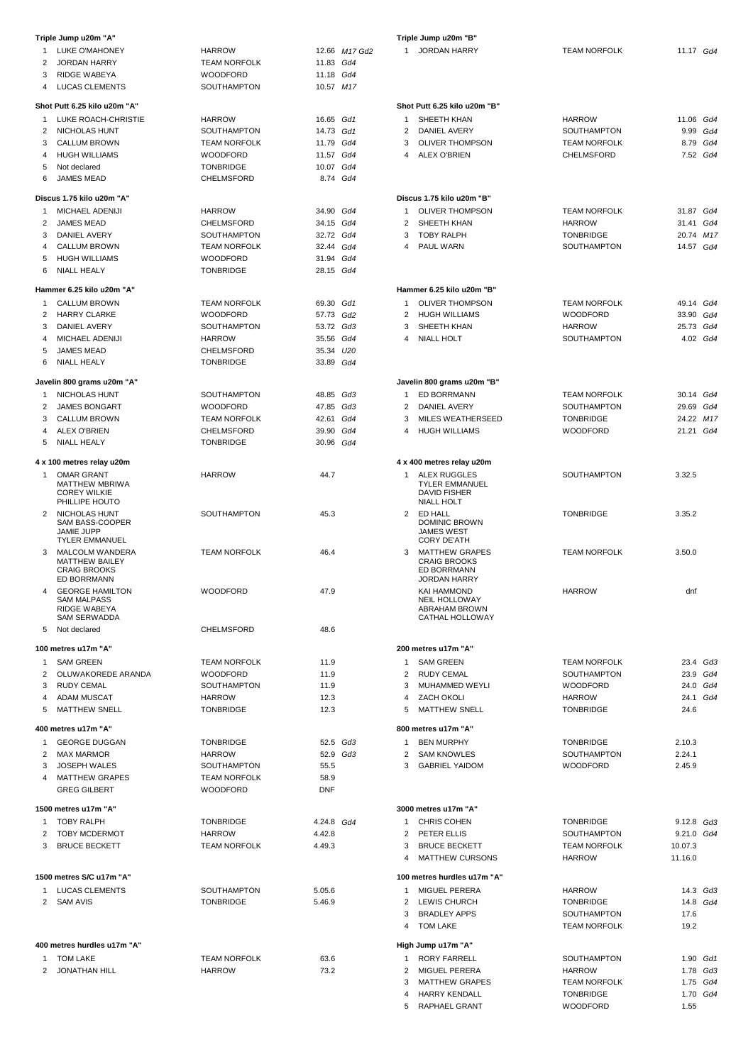**Triple Jump u20m "A"**

| | | | | |
|---|---|---|---|---|
| 1 | LUKE O'MAHONEY | HARROW | 12.66 | *M17 Gd2* |
| 2 | JORDAN HARRY | TEAM NORFOLK | 11.83 | *Gd4* |
| 3 | RIDGE WABEYA | WOODFORD | 11.18 | *Gd4* |
| 4 | LUCAS CLEMENTS | SOUTHAMPTON | 10.57 | *M17* |

**Triple Jump u20m "B"**

| | | | | |
|---|---|---|---|---|
| 1 | JORDAN HARRY | TEAM NORFOLK | 11.17 | *Gd4* |

**Shot Putt 6.25 kilo u20m "A"**

| | | | | |
|---|---|---|---|---|
| 1 | LUKE ROACH-CHRISTIE | HARROW | 16.65 | *Gd1* |
| 2 | NICHOLAS HUNT | SOUTHAMPTON | 14.73 | *Gd1* |
| 3 | CALLUM BROWN | TEAM NORFOLK | 11.79 | *Gd4* |
| 4 | HUGH WILLIAMS | WOODFORD | 11.57 | *Gd4* |
| 5 | Not declared | TONBRIDGE | 10.07 | *Gd4* |
| 6 | JAMES MEAD | CHELMSFORD | 8.74 | *Gd4* |

**Shot Putt 6.25 kilo u20m "B"**

| | | | | |
|---|---|---|---|---|
| 1 | SHEETH KHAN | HARROW | 11.06 | *Gd4* |
| 2 | DANIEL AVERY | SOUTHAMPTON | 9.99 | *Gd4* |
| 3 | OLIVER THOMPSON | TEAM NORFOLK | 8.79 | *Gd4* |
| 4 | ALEX O'BRIEN | CHELMSFORD | 7.52 | *Gd4* |

**Discus 1.75 kilo u20m "A"**

| | | | | |
|---|---|---|---|---|
| 1 | MICHAEL ADENIJI | HARROW | 34.90 | *Gd4* |
| 2 | JAMES MEAD | CHELMSFORD | 34.15 | *Gd4* |
| 3 | DANIEL AVERY | SOUTHAMPTON | 32.72 | *Gd4* |
| 4 | CALLUM BROWN | TEAM NORFOLK | 32.44 | *Gd4* |
| 5 | HUGH WILLIAMS | WOODFORD | 31.94 | *Gd4* |
| 6 | NIALL HEALY | TONBRIDGE | 28.15 | *Gd4* |

**Discus 1.75 kilo u20m "B"**

| | | | | |
|---|---|---|---|---|
| 1 | OLIVER THOMPSON | TEAM NORFOLK | 31.87 | *Gd4* |
| 2 | SHEETH KHAN | HARROW | 31.41 | *Gd4* |
| 3 | TOBY RALPH | TONBRIDGE | 20.74 | *M17* |
| 4 | PAUL WARN | SOUTHAMPTON | 14.57 | *Gd4* |

**Hammer 6.25 kilo u20m "A"**

| | | | | |
|---|---|---|---|---|
| 1 | CALLUM BROWN | TEAM NORFOLK | 69.30 | *Gd1* |
| 2 | HARRY CLARKE | WOODFORD | 57.73 | *Gd2* |
| 3 | DANIEL AVERY | SOUTHAMPTON | 53.72 | *Gd3* |
| 4 | MICHAEL ADENIJI | HARROW | 35.56 | *Gd4* |
| 5 | JAMES MEAD | CHELMSFORD | 35.34 | *U20* |
| 6 | NIALL HEALY | TONBRIDGE | 33.89 | *Gd4* |

**Hammer 6.25 kilo u20m "B"**

| | | | | |
|---|---|---|---|---|
| 1 | OLIVER THOMPSON | TEAM NORFOLK | 49.14 | *Gd4* |
| 2 | HUGH WILLIAMS | WOODFORD | 33.90 | *Gd4* |
| 3 | SHEETH KHAN | HARROW | 25.73 | *Gd4* |
| 4 | NIALL HOLT | SOUTHAMPTON | 4.02 | *Gd4* |

**Javelin 800 grams u20m "A"**

| | | | | |
|---|---|---|---|---|
| 1 | NICHOLAS HUNT | SOUTHAMPTON | 48.85 | *Gd3* |
| 2 | JAMES BONGART | WOODFORD | 47.85 | *Gd3* |
| 3 | CALLUM BROWN | TEAM NORFOLK | 42.61 | *Gd4* |
| 4 | ALEX O'BRIEN | CHELMSFORD | 39.90 | *Gd4* |
| 5 | NIALL HEALY | TONBRIDGE | 30.96 | *Gd4* |

**Javelin 800 grams u20m "B"**

| | | | | |
|---|---|---|---|---|
| 1 | ED BORRMANN | TEAM NORFOLK | 30.14 | *Gd4* |
| 2 | DANIEL AVERY | SOUTHAMPTON | 29.69 | *Gd4* |
| 3 | MILES WEATHERSEED | TONBRIDGE | 24.22 | *M17* |
| 4 | HUGH WILLIAMS | WOODFORD | 21.21 | *Gd4* |

**4 x 100 metres relay u20m**

| | | | |
|---|---|---|---|
| 1 | OMAR GRANT, MATTHEW MBRIWA, COREY WILKIE, PHILLIPE HOUTO | HARROW | 44.7 |
| 2 | NICHOLAS HUNT, SAM BASS-COOPER, JAMIE JUPP, TYLER EMMANUEL | SOUTHAMPTON | 45.3 |
| 3 | MALCOLM WANDERA, MATTHEW BAILEY, CRAIG BROOKS, ED BORRMANN | TEAM NORFOLK | 46.4 |
| 4 | GEORGE HAMILTON, SAM MALPASS, RIDGE WABEYA, SAM SERWADDA | WOODFORD | 47.9 |
| 5 | Not declared | CHELMSFORD | 48.6 |

**4 x 400 metres relay u20m**

| | | | |
|---|---|---|---|
| 1 | ALEX RUGGLES, TYLER EMMANUEL, DAVID FISHER, NIALL HOLT | SOUTHAMPTON | 3.32.5 |
| 2 | ED HALL, DOMINIC BROWN, JAMES WEST, CORY DE'ATH | TONBRIDGE | 3.35.2 |
| 3 | MATTHEW GRAPES, CRAIG BROOKS, ED BORRMANN, JORDAN HARRY | TEAM NORFOLK | 3.50.0 |
| | KAI HAMMOND, NEIL HOLLOWAY, ABRAHAM BROWN, CATHAL HOLLOWAY | HARROW | dnf |

**100 metres u17m "A"**

| | | | |
|---|---|---|---|
| 1 | SAM GREEN | TEAM NORFOLK | 11.9 |
| 2 | OLUWAKOREDE ARANDA | WOODFORD | 11.9 |
| 3 | RUDY CEMAL | SOUTHAMPTON | 11.9 |
| 4 | ADAM MUSCAT | HARROW | 12.3 |
| 5 | MATTHEW SNELL | TONBRIDGE | 12.3 |

**200 metres u17m "A"**

| | | | | |
|---|---|---|---|---|
| 1 | SAM GREEN | TEAM NORFOLK | 23.4 | *Gd3* |
| 2 | RUDY CEMAL | SOUTHAMPTON | 23.9 | *Gd4* |
| 3 | MUHAMMED WEYLI | WOODFORD | 24.0 | *Gd4* |
| 4 | ZACH OKOLI | HARROW | 24.1 | *Gd4* |
| 5 | MATTHEW SNELL | TONBRIDGE | 24.6 | |

**400 metres u17m "A"**

| | | | | |
|---|---|---|---|---|
| 1 | GEORGE DUGGAN | TONBRIDGE | 52.5 | *Gd3* |
| 2 | MAX MARMOR | HARROW | 52.9 | *Gd3* |
| 3 | JOSEPH WALES | SOUTHAMPTON | 55.5 | |
| 4 | MATTHEW GRAPES | TEAM NORFOLK | 58.9 | |
| | GREG GILBERT | WOODFORD | DNF | |

**800 metres u17m "A"**

| | | | |
|---|---|---|---|
| 1 | BEN MURPHY | TONBRIDGE | 2.10.3 |
| 2 | SAM KNOWLES | SOUTHAMPTON | 2.24.1 |
| 3 | GABRIEL YAIDOM | WOODFORD | 2.45.9 |

**1500 metres u17m "A"**

| | | | | |
|---|---|---|---|---|
| 1 | TOBY RALPH | TONBRIDGE | 4.24.8 | *Gd4* |
| 2 | TOBY MCDERMOT | HARROW | 4.42.8 | |
| 3 | BRUCE BECKETT | TEAM NORFOLK | 4.49.3 | |

**3000 metres u17m "A"**

| | | | | |
|---|---|---|---|---|
| 1 | CHRIS COHEN | TONBRIDGE | 9.12.8 | *Gd3* |
| 2 | PETER ELLIS | SOUTHAMPTON | 9.21.0 | *Gd4* |
| 3 | BRUCE BECKETT | TEAM NORFOLK | 10.07.3 | |
| 4 | MATTHEW CURSONS | HARROW | 11.16.0 | |

**1500 metres S/C u17m "A"**

| | | | |
|---|---|---|---|
| 1 | LUCAS CLEMENTS | SOUTHAMPTON | 5.05.6 |
| 2 | SAM AVIS | TONBRIDGE | 5.46.9 |

**100 metres hurdles u17m "A"**

| | | | | |
|---|---|---|---|---|
| 1 | MIGUEL PERERA | HARROW | 14.3 | *Gd3* |
| 2 | LEWIS CHURCH | TONBRIDGE | 14.8 | *Gd4* |
| 3 | BRADLEY APPS | SOUTHAMPTON | 17.6 | |
| 4 | TOM LAKE | TEAM NORFOLK | 19.2 | |

**400 metres hurdles u17m "A"**

| | | | |
|---|---|---|---|
| 1 | TOM LAKE | TEAM NORFOLK | 63.6 |
| 2 | JONATHAN HILL | HARROW | 73.2 |

**High Jump u17m "A"**

| | | | | |
|---|---|---|---|---|
| 1 | RORY FARRELL | SOUTHAMPTON | 1.90 | *Gd1* |
| 2 | MIGUEL PERERA | HARROW | 1.78 | *Gd3* |
| 3 | MATTHEW GRAPES | TEAM NORFOLK | 1.75 | *Gd4* |
| 4 | HARRY KENDALL | TONBRIDGE | 1.70 | *Gd4* |
| 5 | RAPHAEL GRANT | WOODFORD | 1.55 | |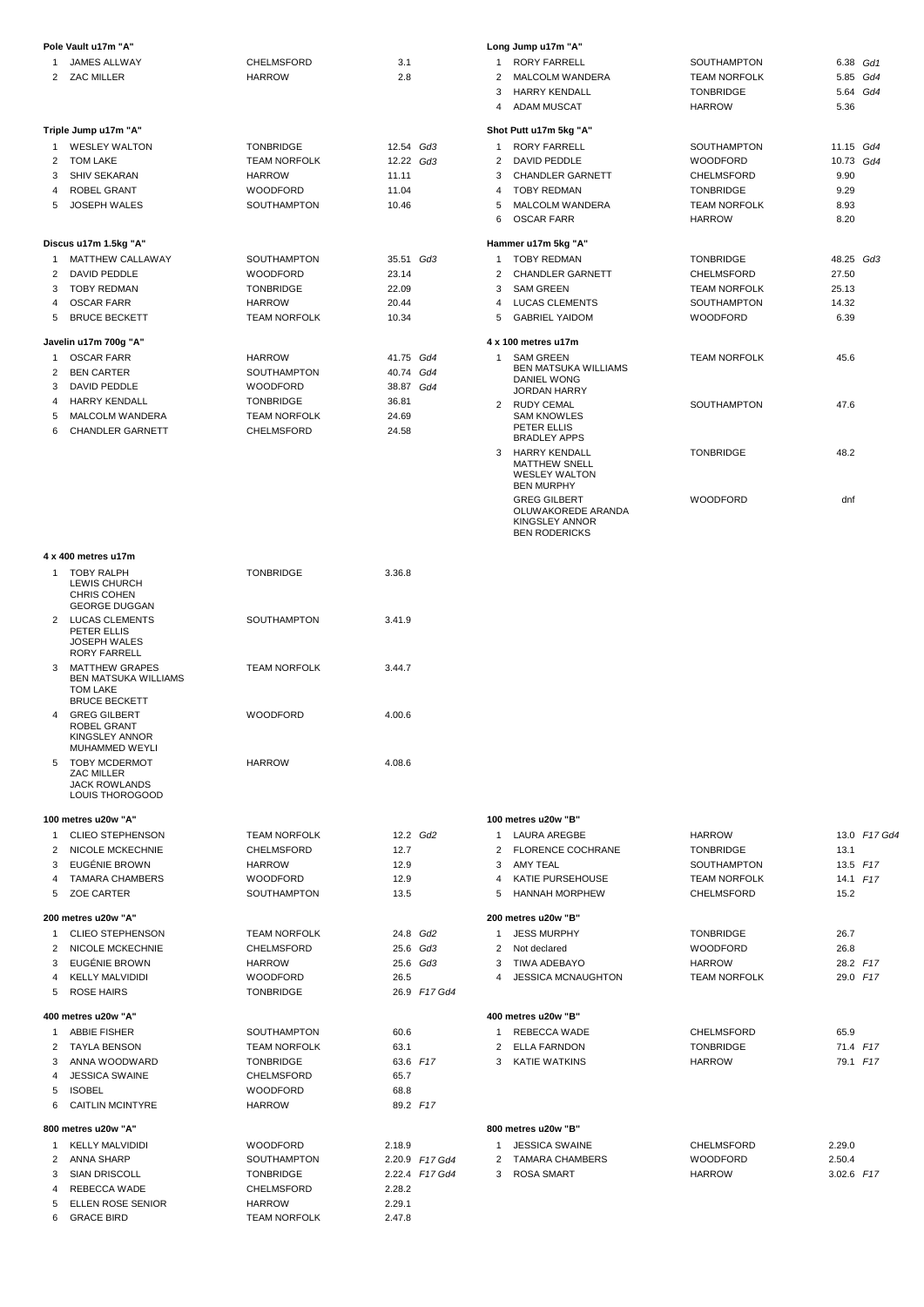### Pole Vault u17m "A"

| | | | |
|---|---|---|---|
| 1 | JAMES ALLWAY | CHELMSFORD | 3.1 |
| 2 | ZAC MILLER | HARROW | 2.8 |

### Long Jump u17m "A"

| | | | | |
|---|---|---|---|---|
| 1 | RORY FARRELL | SOUTHAMPTON | 6.38 | *Gd1* |
| 2 | MALCOLM WANDERA | TEAM NORFOLK | 5.85 | *Gd4* |
| 3 | HARRY KENDALL | TONBRIDGE | 5.64 | *Gd4* |
| 4 | ADAM MUSCAT | HARROW | 5.36 | |

### Triple Jump u17m "A"

| | | | | |
|---|---|---|---|---|
| 1 | WESLEY WALTON | TONBRIDGE | 12.54 | *Gd3* |
| 2 | TOM LAKE | TEAM NORFOLK | 12.22 | *Gd3* |
| 3 | SHIV SEKARAN | HARROW | 11.11 | |
| 4 | ROBEL GRANT | WOODFORD | 11.04 | |
| 5 | JOSEPH WALES | SOUTHAMPTON | 10.46 | |

### Shot Putt u17m 5kg "A"

| | | | | |
|---|---|---|---|---|
| 1 | RORY FARRELL | SOUTHAMPTON | 11.15 | *Gd4* |
| 2 | DAVID PEDDLE | WOODFORD | 10.73 | *Gd4* |
| 3 | CHANDLER GARNETT | CHELMSFORD | 9.90 | |
| 4 | TOBY REDMAN | TONBRIDGE | 9.29 | |
| 5 | MALCOLM WANDERA | TEAM NORFOLK | 8.93 | |
| 6 | OSCAR FARR | HARROW | 8.20 | |

### Discus u17m 1.5kg "A"

| | | | | |
|---|---|---|---|---|
| 1 | MATTHEW CALLAWAY | SOUTHAMPTON | 35.51 | *Gd3* |
| 2 | DAVID PEDDLE | WOODFORD | 23.14 | |
| 3 | TOBY REDMAN | TONBRIDGE | 22.09 | |
| 4 | OSCAR FARR | HARROW | 20.44 | |
| 5 | BRUCE BECKETT | TEAM NORFOLK | 10.34 | |

### Hammer u17m 5kg "A"

| | | | | |
|---|---|---|---|---|
| 1 | TOBY REDMAN | TONBRIDGE | 48.25 | *Gd3* |
| 2 | CHANDLER GARNETT | CHELMSFORD | 27.50 | |
| 3 | SAM GREEN | TEAM NORFOLK | 25.13 | |
| 4 | LUCAS CLEMENTS | SOUTHAMPTON | 14.32 | |
| 5 | GABRIEL YAIDOM | WOODFORD | 6.39 | |

### Javelin u17m 700g "A"

| | | | | |
|---|---|---|---|---|
| 1 | OSCAR FARR | HARROW | 41.75 | *Gd4* |
| 2 | BEN CARTER | SOUTHAMPTON | 40.74 | *Gd4* |
| 3 | DAVID PEDDLE | WOODFORD | 38.87 | *Gd4* |
| 4 | HARRY KENDALL | TONBRIDGE | 36.81 | |
| 5 | MALCOLM WANDERA | TEAM NORFOLK | 24.69 | |
| 6 | CHANDLER GARNETT | CHELMSFORD | 24.58 | |

### 4 x 100 metres u17m

| | | | |
|---|---|---|---|
| 1 | SAM GREEN<br>BEN MATSUKA WILLIAMS<br>DANIEL WONG<br>JORDAN HARRY | TEAM NORFOLK | 45.6 |
| 2 | RUDY CEMAL<br>SAM KNOWLES<br>PETER ELLIS<br>BRADLEY APPS | SOUTHAMPTON | 47.6 |
| 3 | HARRY KENDALL<br>MATTHEW SNELL<br>WESLEY WALTON<br>BEN MURPHY | TONBRIDGE | 48.2 |
| | GREG GILBERT<br>OLUWAKOREDE ARANDA<br>KINGSLEY ANNOR<br>BEN RODERICKS | WOODFORD | dnf |

### 4 x 400 metres u17m

| | | | |
|---|---|---|---|
| 1 | TOBY RALPH<br>LEWIS CHURCH<br>CHRIS COHEN<br>GEORGE DUGGAN | TONBRIDGE | 3.36.8 |
| 2 | LUCAS CLEMENTS<br>PETER ELLIS<br>JOSEPH WALES<br>RORY FARRELL | SOUTHAMPTON | 3.41.9 |
| 3 | MATTHEW GRAPES<br>BEN MATSUKA WILLIAMS<br>TOM LAKE<br>BRUCE BECKETT | TEAM NORFOLK | 3.44.7 |
| 4 | GREG GILBERT<br>ROBEL GRANT<br>KINGSLEY ANNOR<br>MUHAMMED WEYLI | WOODFORD | 4.00.6 |
| 5 | TOBY MCDERMOT<br>ZAC MILLER<br>JACK ROWLANDS<br>LOUIS THOROGOOD | HARROW | 4.08.6 |

### 100 metres u20w "A"

| | | | | |
|---|---|---|---|---|
| 1 | CLIEO STEPHENSON | TEAM NORFOLK | 12.2 | *Gd2* |
| 2 | NICOLE MCKECHNIE | CHELMSFORD | 12.7 | |
| 3 | EUGÉNIE BROWN | HARROW | 12.9 | |
| 4 | TAMARA CHAMBERS | WOODFORD | 12.9 | |
| 5 | ZOE CARTER | SOUTHAMPTON | 13.5 | |

### 100 metres u20w "B"

| | | | | |
|---|---|---|---|---|
| 1 | LAURA AREGBE | HARROW | 13.0 | *F17 Gd4* |
| 2 | FLORENCE COCHRANE | TONBRIDGE | 13.1 | |
| 3 | AMY TEAL | SOUTHAMPTON | 13.5 | *F17* |
| 4 | KATIE PURSEHOUSE | TEAM NORFOLK | 14.1 | *F17* |
| 5 | HANNAH MORPHEW | CHELMSFORD | 15.2 | |

### 200 metres u20w "A"

| | | | | |
|---|---|---|---|---|
| 1 | CLIEO STEPHENSON | TEAM NORFOLK | 24.8 | *Gd2* |
| 2 | NICOLE MCKECHNIE | CHELMSFORD | 25.6 | *Gd3* |
| 3 | EUGÉNIE BROWN | HARROW | 25.6 | *Gd3* |
| 4 | KELLY MALVIDIDI | WOODFORD | 26.5 | |
| 5 | ROSE HAIRS | TONBRIDGE | 26.9 | *F17 Gd4* |

### 200 metres u20w "B"

| | | | | |
|---|---|---|---|---|
| 1 | JESS MURPHY | TONBRIDGE | 26.7 | |
| 2 | Not declared | WOODFORD | 26.8 | |
| 3 | TIWA ADEBAYO | HARROW | 28.2 | *F17* |
| 4 | JESSICA MCNAUGHTON | TEAM NORFOLK | 29.0 | *F17* |

### 400 metres u20w "A"

| | | | | |
|---|---|---|---|---|
| 1 | ABBIE FISHER | SOUTHAMPTON | 60.6 | |
| 2 | TAYLA BENSON | TEAM NORFOLK | 63.1 | |
| 3 | ANNA WOODWARD | TONBRIDGE | 63.6 | *F17* |
| 4 | JESSICA SWAINE | CHELMSFORD | 65.7 | |
| 5 | ISOBEL | WOODFORD | 68.8 | |
| 6 | CAITLIN MCINTYRE | HARROW | 89.2 | *F17* |

### 400 metres u20w "B"

| | | | | |
|---|---|---|---|---|
| 1 | REBECCA WADE | CHELMSFORD | 65.9 | |
| 2 | ELLA FARNDON | TONBRIDGE | 71.4 | *F17* |
| 3 | KATIE WATKINS | HARROW | 79.1 | *F17* |

### 800 metres u20w "A"

| | | | | |
|---|---|---|---|---|
| 1 | KELLY MALVIDIDI | WOODFORD | 2.18.9 | |
| 2 | ANNA SHARP | SOUTHAMPTON | 2.20.9 | *F17 Gd4* |
| 3 | SIAN DRISCOLL | TONBRIDGE | 2.22.4 | *F17 Gd4* |
| 4 | REBECCA WADE | CHELMSFORD | 2.28.2 | |
| 5 | ELLEN ROSE SENIOR | HARROW | 2.29.1 | |
| 6 | GRACE BIRD | TEAM NORFOLK | 2.47.8 | |

### 800 metres u20w "B"

| | | | | |
|---|---|---|---|---|
| 1 | JESSICA SWAINE | CHELMSFORD | 2.29.0 | |
| 2 | TAMARA CHAMBERS | WOODFORD | 2.50.4 | |
| 3 | ROSA SMART | HARROW | 3.02.6 | *F17* |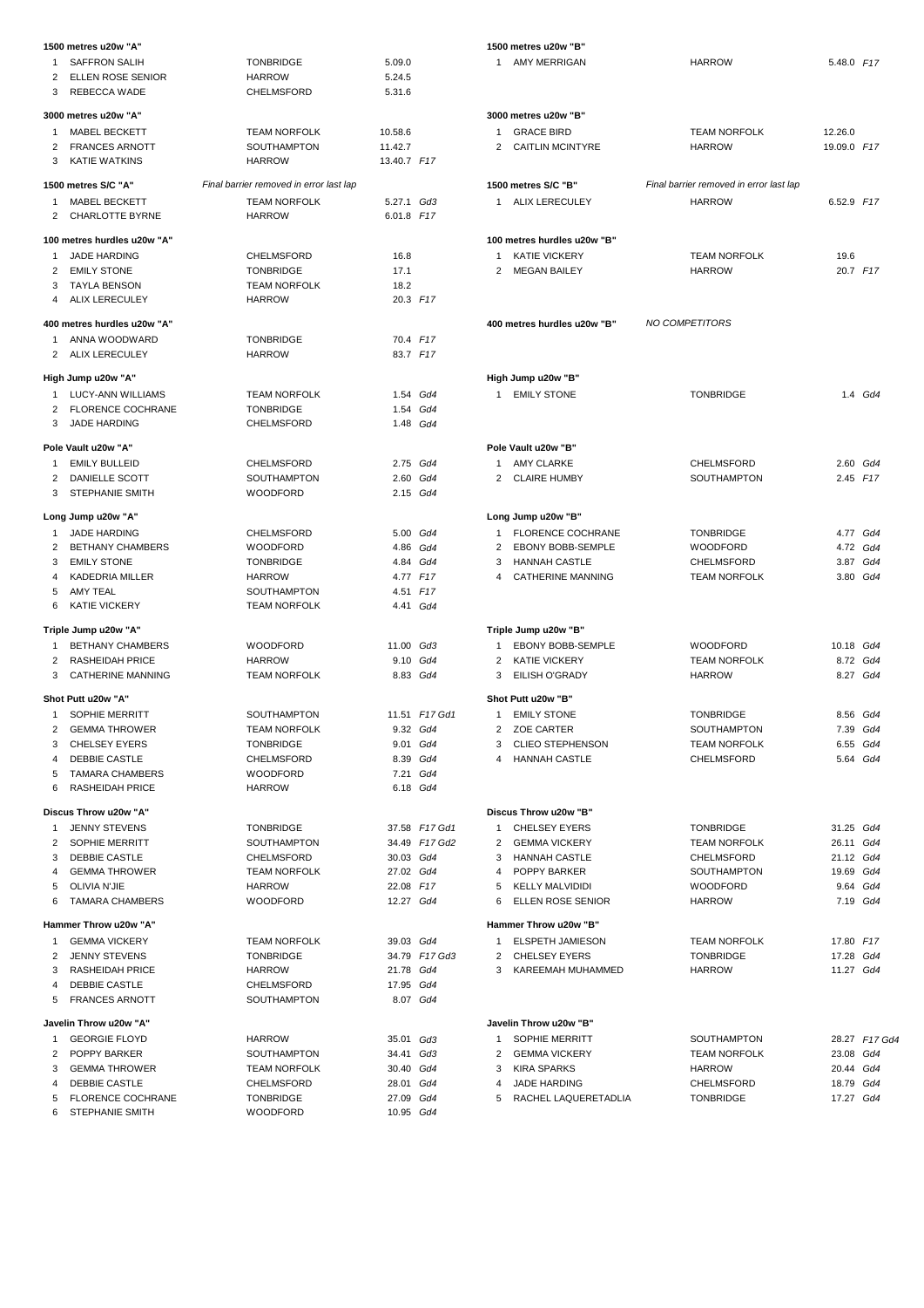### 1500 metres u20w "A"

| Pos | Name | Club | Result | Notes |
|---|---|---|---|---|
| 1 | SAFFRON SALIH | TONBRIDGE | 5.09.0 | |
| 2 | ELLEN ROSE SENIOR | HARROW | 5.24.5 | |
| 3 | REBECCA WADE | CHELMSFORD | 5.31.6 | |

### 1500 metres u20w "B"

| Pos | Name | Club | Result | Notes |
|---|---|---|---|---|
| 1 | AMY MERRIGAN | HARROW | 5.48.0 | *F17* |

### 3000 metres u20w "A"

| Pos | Name | Club | Result | Notes |
|---|---|---|---|---|
| 1 | MABEL BECKETT | TEAM NORFOLK | 10.58.6 | |
| 2 | FRANCES ARNOTT | SOUTHAMPTON | 11.42.7 | |
| 3 | KATIE WATKINS | HARROW | 13.40.7 | *F17* |

### 3000 metres u20w "B"

| Pos | Name | Club | Result | Notes |
|---|---|---|---|---|
| 1 | GRACE BIRD | TEAM NORFOLK | 12.26.0 | |
| 2 | CAITLIN MCINTYRE | HARROW | 19.09.0 | *F17* |

### 1500 metres S/C "A"

*Final barrier removed in error last lap*

| Pos | Name | Club | Result | Notes |
|---|---|---|---|---|
| 1 | MABEL BECKETT | TEAM NORFOLK | 5.27.1 | *Gd3* |
| 2 | CHARLOTTE BYRNE | HARROW | 6.01.8 | *F17* |

### 1500 metres S/C "B"

*Final barrier removed in error last lap*

| Pos | Name | Club | Result | Notes |
|---|---|---|---|---|
| 1 | ALIX LERECULEY | HARROW | 6.52.9 | *F17* |

### 100 metres hurdles u20w "A"

| Pos | Name | Club | Result | Notes |
|---|---|---|---|---|
| 1 | JADE HARDING | CHELMSFORD | 16.8 | |
| 2 | EMILY STONE | TONBRIDGE | 17.1 | |
| 3 | TAYLA BENSON | TEAM NORFOLK | 18.2 | |
| 4 | ALIX LERECULEY | HARROW | 20.3 | *F17* |

### 100 metres hurdles u20w "B"

| Pos | Name | Club | Result | Notes |
|---|---|---|---|---|
| 1 | KATIE VICKERY | TEAM NORFOLK | 19.6 | |
| 2 | MEGAN BAILEY | HARROW | 20.7 | *F17* |

### 400 metres hurdles u20w "A"

| Pos | Name | Club | Result | Notes |
|---|---|---|---|---|
| 1 | ANNA WOODWARD | TONBRIDGE | 70.4 | *F17* |
| 2 | ALIX LERECULEY | HARROW | 83.7 | *F17* |

### 400 metres hurdles u20w "B"

*NO COMPETITORS*

### High Jump u20w "A"

| Pos | Name | Club | Result | Notes |
|---|---|---|---|---|
| 1 | LUCY-ANN WILLIAMS | TEAM NORFOLK | 1.54 | *Gd4* |
| 2 | FLORENCE COCHRANE | TONBRIDGE | 1.54 | *Gd4* |
| 3 | JADE HARDING | CHELMSFORD | 1.48 | *Gd4* |

### High Jump u20w "B"

| Pos | Name | Club | Result | Notes |
|---|---|---|---|---|
| 1 | EMILY STONE | TONBRIDGE | 1.4 | *Gd4* |

### Pole Vault u20w "A"

| Pos | Name | Club | Result | Notes |
|---|---|---|---|---|
| 1 | EMILY BULLEID | CHELMSFORD | 2.75 | *Gd4* |
| 2 | DANIELLE SCOTT | SOUTHAMPTON | 2.60 | *Gd4* |
| 3 | STEPHANIE SMITH | WOODFORD | 2.15 | *Gd4* |

### Pole Vault u20w "B"

| Pos | Name | Club | Result | Notes |
|---|---|---|---|---|
| 1 | AMY CLARKE | CHELMSFORD | 2.60 | *Gd4* |
| 2 | CLAIRE HUMBY | SOUTHAMPTON | 2.45 | *F17* |

### Long Jump u20w "A"

| Pos | Name | Club | Result | Notes |
|---|---|---|---|---|
| 1 | JADE HARDING | CHELMSFORD | 5.00 | *Gd4* |
| 2 | BETHANY CHAMBERS | WOODFORD | 4.86 | *Gd4* |
| 3 | EMILY STONE | TONBRIDGE | 4.84 | *Gd4* |
| 4 | KADEDRIA MILLER | HARROW | 4.77 | *F17* |
| 5 | AMY TEAL | SOUTHAMPTON | 4.51 | *F17* |
| 6 | KATIE VICKERY | TEAM NORFOLK | 4.41 | *Gd4* |

### Long Jump u20w "B"

| Pos | Name | Club | Result | Notes |
|---|---|---|---|---|
| 1 | FLORENCE COCHRANE | TONBRIDGE | 4.77 | *Gd4* |
| 2 | EBONY BOBB-SEMPLE | WOODFORD | 4.72 | *Gd4* |
| 3 | HANNAH CASTLE | CHELMSFORD | 3.87 | *Gd4* |
| 4 | CATHERINE MANNING | TEAM NORFOLK | 3.80 | *Gd4* |

### Triple Jump u20w "A"

| Pos | Name | Club | Result | Notes |
|---|---|---|---|---|
| 1 | BETHANY CHAMBERS | WOODFORD | 11.00 | *Gd3* |
| 2 | RASHEIDAH PRICE | HARROW | 9.10 | *Gd4* |
| 3 | CATHERINE MANNING | TEAM NORFOLK | 8.83 | *Gd4* |

### Triple Jump u20w "B"

| Pos | Name | Club | Result | Notes |
|---|---|---|---|---|
| 1 | EBONY BOBB-SEMPLE | WOODFORD | 10.18 | *Gd4* |
| 2 | KATIE VICKERY | TEAM NORFOLK | 8.72 | *Gd4* |
| 3 | EILISH O'GRADY | HARROW | 8.27 | *Gd4* |

### Shot Putt u20w "A"

| Pos | Name | Club | Result | Notes |
|---|---|---|---|---|
| 1 | SOPHIE MERRITT | SOUTHAMPTON | 11.51 | *F17 Gd1* |
| 2 | GEMMA THROWER | TEAM NORFOLK | 9.32 | *Gd4* |
| 3 | CHELSEY EYERS | TONBRIDGE | 9.01 | *Gd4* |
| 4 | DEBBIE CASTLE | CHELMSFORD | 8.39 | *Gd4* |
| 5 | TAMARA CHAMBERS | WOODFORD | 7.21 | *Gd4* |
| 6 | RASHEIDAH PRICE | HARROW | 6.18 | *Gd4* |

### Shot Putt u20w "B"

| Pos | Name | Club | Result | Notes |
|---|---|---|---|---|
| 1 | EMILY STONE | TONBRIDGE | 8.56 | *Gd4* |
| 2 | ZOE CARTER | SOUTHAMPTON | 7.39 | *Gd4* |
| 3 | CLIEO STEPHENSON | TEAM NORFOLK | 6.55 | *Gd4* |
| 4 | HANNAH CASTLE | CHELMSFORD | 5.64 | *Gd4* |

### Discus Throw u20w "A"

| Pos | Name | Club | Result | Notes |
|---|---|---|---|---|
| 1 | JENNY STEVENS | TONBRIDGE | 37.58 | *F17 Gd1* |
| 2 | SOPHIE MERRITT | SOUTHAMPTON | 34.49 | *F17 Gd2* |
| 3 | DEBBIE CASTLE | CHELMSFORD | 30.03 | *Gd4* |
| 4 | GEMMA THROWER | TEAM NORFOLK | 27.02 | *Gd4* |
| 5 | OLIVIA N'JIE | HARROW | 22.08 | *F17* |
| 6 | TAMARA CHAMBERS | WOODFORD | 12.27 | *Gd4* |

### Discus Throw u20w "B"

| Pos | Name | Club | Result | Notes |
|---|---|---|---|---|
| 1 | CHELSEY EYERS | TONBRIDGE | 31.25 | *Gd4* |
| 2 | GEMMA VICKERY | TEAM NORFOLK | 26.11 | *Gd4* |
| 3 | HANNAH CASTLE | CHELMSFORD | 21.12 | *Gd4* |
| 4 | POPPY BARKER | SOUTHAMPTON | 19.69 | *Gd4* |
| 5 | KELLY MALVIDIDI | WOODFORD | 9.64 | *Gd4* |
| 6 | ELLEN ROSE SENIOR | HARROW | 7.19 | *Gd4* |

### Hammer Throw u20w "A"

| Pos | Name | Club | Result | Notes |
|---|---|---|---|---|
| 1 | GEMMA VICKERY | TEAM NORFOLK | 39.03 | *Gd4* |
| 2 | JENNY STEVENS | TONBRIDGE | 34.79 | *F17 Gd3* |
| 3 | RASHEIDAH PRICE | HARROW | 21.78 | *Gd4* |
| 4 | DEBBIE CASTLE | CHELMSFORD | 17.95 | *Gd4* |
| 5 | FRANCES ARNOTT | SOUTHAMPTON | 8.07 | *Gd4* |

### Hammer Throw u20w "B"

| Pos | Name | Club | Result | Notes |
|---|---|---|---|---|
| 1 | ELSPETH JAMIESON | TEAM NORFOLK | 17.80 | *F17* |
| 2 | CHELSEY EYERS | TONBRIDGE | 17.28 | *Gd4* |
| 3 | KAREEMAH MUHAMMED | HARROW | 11.27 | *Gd4* |

### Javelin Throw u20w "A"

| Pos | Name | Club | Result | Notes |
|---|---|---|---|---|
| 1 | GEORGIE FLOYD | HARROW | 35.01 | *Gd3* |
| 2 | POPPY BARKER | SOUTHAMPTON | 34.41 | *Gd3* |
| 3 | GEMMA THROWER | TEAM NORFOLK | 30.40 | *Gd4* |
| 4 | DEBBIE CASTLE | CHELMSFORD | 28.01 | *Gd4* |
| 5 | FLORENCE COCHRANE | TONBRIDGE | 27.09 | *Gd4* |
| 6 | STEPHANIE SMITH | WOODFORD | 10.95 | *Gd4* |

### Javelin Throw u20w "B"

| Pos | Name | Club | Result | Notes |
|---|---|---|---|---|
| 1 | SOPHIE MERRITT | SOUTHAMPTON | 28.27 | *F17 Gd4* |
| 2 | GEMMA VICKERY | TEAM NORFOLK | 23.08 | *Gd4* |
| 3 | KIRA SPARKS | HARROW | 20.44 | *Gd4* |
| 4 | JADE HARDING | CHELMSFORD | 18.79 | *Gd4* |
| 5 | RACHEL LAQUERETADLIA | TONBRIDGE | 17.27 | *Gd4* |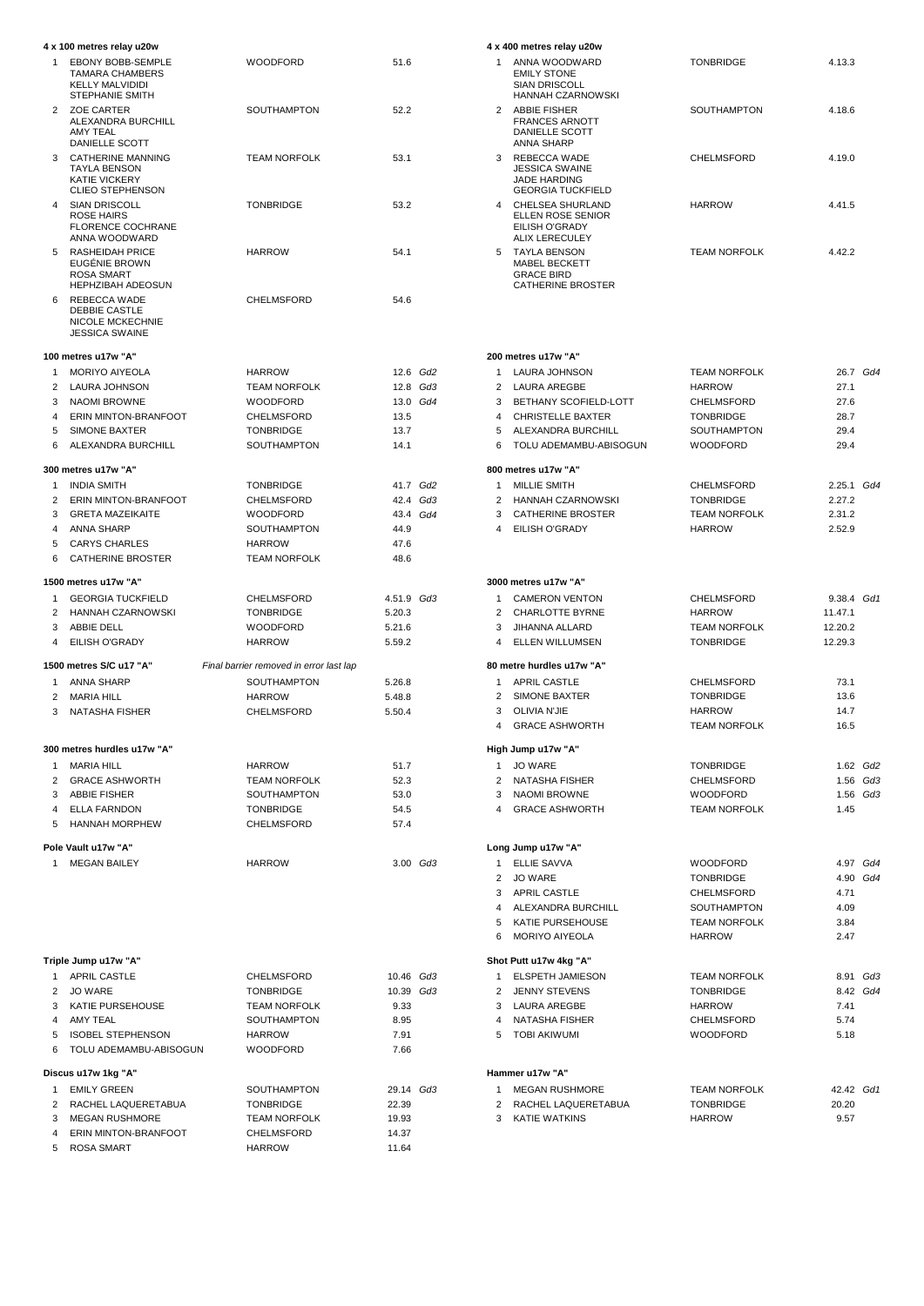### 4 x 100 metres relay u20w

| Pos | Team | Club | Time |
|---|---|---|---|
| 1 | EBONY BOBB-SEMPLE<br>TAMARA CHAMBERS<br>KELLY MALVIDIDI<br>STEPHANIE SMITH | WOODFORD | 51.6 |
| 2 | ZOE CARTER<br>ALEXANDRA BURCHILL<br>AMY TEAL<br>DANIELLE SCOTT | SOUTHAMPTON | 52.2 |
| 3 | CATHERINE MANNING<br>TAYLA BENSON<br>KATIE VICKERY<br>CLIEO STEPHENSON | TEAM NORFOLK | 53.1 |
| 4 | SIAN DRISCOLL<br>ROSE HAIRS<br>FLORENCE COCHRANE<br>ANNA WOODWARD | TONBRIDGE | 53.2 |
| 5 | RASHEIDAH PRICE<br>EUGÉNIE BROWN<br>ROSA SMART<br>HEPHZIBAH ADEOSUN | HARROW | 54.1 |
| 6 | REBECCA WADE<br>DEBBIE CASTLE<br>NICOLE MCKECHNIE<br>JESSICA SWAINE | CHELMSFORD | 54.6 |

### 4 x 400 metres relay u20w

| Pos | Team | Club | Time |
|---|---|---|---|
| 1 | ANNA WOODWARD<br>EMILY STONE<br>SIAN DRISCOLL<br>HANNAH CZARNOWSKI | TONBRIDGE | 4.13.3 |
| 2 | ABBIE FISHER<br>FRANCES ARNOTT<br>DANIELLE SCOTT<br>ANNA SHARP | SOUTHAMPTON | 4.18.6 |
| 3 | REBECCA WADE<br>JESSICA SWAINE<br>JADE HARDING<br>GEORGIA TUCKFIELD | CHELMSFORD | 4.19.0 |
| 4 | CHELSEA SHURLAND<br>ELLEN ROSE SENIOR<br>EILISH O'GRADY<br>ALIX LERECULEY | HARROW | 4.41.5 |
| 5 | TAYLA BENSON<br>MABEL BECKETT<br>GRACE BIRD<br>CATHERINE BROSTER | TEAM NORFOLK | 4.42.2 |

### 100 metres u17w "A"

| Pos | Name | Club | Time | Grade |
|---|---|---|---|---|
| 1 | MORIYO AIYEOLA | HARROW | 12.6 | *Gd2* |
| 2 | LAURA JOHNSON | TEAM NORFOLK | 12.8 | *Gd3* |
| 3 | NAOMI BROWNE | WOODFORD | 13.0 | *Gd4* |
| 4 | ERIN MINTON-BRANFOOT | CHELMSFORD | 13.5 | |
| 5 | SIMONE BAXTER | TONBRIDGE | 13.7 | |
| 6 | ALEXANDRA BURCHILL | SOUTHAMPTON | 14.1 | |

### 200 metres u17w "A"

| Pos | Name | Club | Time | Grade |
|---|---|---|---|---|
| 1 | LAURA JOHNSON | TEAM NORFOLK | 26.7 | *Gd4* |
| 2 | LAURA AREGBE | HARROW | 27.1 | |
| 3 | BETHANY SCOFIELD-LOTT | CHELMSFORD | 27.6 | |
| 4 | CHRISTELLE BAXTER | TONBRIDGE | 28.7 | |
| 5 | ALEXANDRA BURCHILL | SOUTHAMPTON | 29.4 | |
| 6 | TOLU ADEMAMBU-ABISOGUN | WOODFORD | 29.4 | |

### 300 metres u17w "A"

| Pos | Name | Club | Time | Grade |
|---|---|---|---|---|
| 1 | INDIA SMITH | TONBRIDGE | 41.7 | *Gd2* |
| 2 | ERIN MINTON-BRANFOOT | CHELMSFORD | 42.4 | *Gd3* |
| 3 | GRETA MAZEIKAITE | WOODFORD | 43.4 | *Gd4* |
| 4 | ANNA SHARP | SOUTHAMPTON | 44.9 | |
| 5 | CARYS CHARLES | HARROW | 47.6 | |
| 6 | CATHERINE BROSTER | TEAM NORFOLK | 48.6 | |

### 800 metres u17w "A"

| Pos | Name | Club | Time | Grade |
|---|---|---|---|---|
| 1 | MILLIE SMITH | CHELMSFORD | 2.25.1 | *Gd4* |
| 2 | HANNAH CZARNOWSKI | TONBRIDGE | 2.27.2 | |
| 3 | CATHERINE BROSTER | TEAM NORFOLK | 2.31.2 | |
| 4 | EILISH O'GRADY | HARROW | 2.52.9 | |

### 1500 metres u17w "A"

| Pos | Name | Club | Time | Grade |
|---|---|---|---|---|
| 1 | GEORGIA TUCKFIELD | CHELMSFORD | 4.51.9 | *Gd3* |
| 2 | HANNAH CZARNOWSKI | TONBRIDGE | 5.20.3 | |
| 3 | ABBIE DELL | WOODFORD | 5.21.6 | |
| 4 | EILISH O'GRADY | HARROW | 5.59.2 | |

### 3000 metres u17w "A"

| Pos | Name | Club | Time | Grade |
|---|---|---|---|---|
| 1 | CAMERON VENTON | CHELMSFORD | 9.38.4 | *Gd1* |
| 2 | CHARLOTTE BYRNE | HARROW | 11.47.1 | |
| 3 | JIHANNA ALLARD | TEAM NORFOLK | 12.20.2 | |
| 4 | ELLEN WILLUMSEN | TONBRIDGE | 12.29.3 | |

### 1500 metres S/C u17 "A"

*Final barrier removed in error last lap*

| Pos | Name | Club | Time |
|---|---|---|---|
| 1 | ANNA SHARP | SOUTHAMPTON | 5.26.8 |
| 2 | MARIA HILL | HARROW | 5.48.8 |
| 3 | NATASHA FISHER | CHELMSFORD | 5.50.4 |

### 80 metre hurdles u17w "A"

| Pos | Name | Club | Time |
|---|---|---|---|
| 1 | APRIL CASTLE | CHELMSFORD | 73.1 |
| 2 | SIMONE BAXTER | TONBRIDGE | 13.6 |
| 3 | OLIVIA N'JIE | HARROW | 14.7 |
| 4 | GRACE ASHWORTH | TEAM NORFOLK | 16.5 |

### 300 metres hurdles u17w "A"

| Pos | Name | Club | Time |
|---|---|---|---|
| 1 | MARIA HILL | HARROW | 51.7 |
| 2 | GRACE ASHWORTH | TEAM NORFOLK | 52.3 |
| 3 | ABBIE FISHER | SOUTHAMPTON | 53.0 |
| 4 | ELLA FARNDON | TONBRIDGE | 54.5 |
| 5 | HANNAH MORPHEW | CHELMSFORD | 57.4 |

### High Jump u17w "A"

| Pos | Name | Club | Height | Grade |
|---|---|---|---|---|
| 1 | JO WARE | TONBRIDGE | 1.62 | *Gd2* |
| 2 | NATASHA FISHER | CHELMSFORD | 1.56 | *Gd3* |
| 3 | NAOMI BROWNE | WOODFORD | 1.56 | *Gd3* |
| 4 | GRACE ASHWORTH | TEAM NORFOLK | 1.45 | |

### Pole Vault u17w "A"

| Pos | Name | Club | Height | Grade |
|---|---|---|---|---|
| 1 | MEGAN BAILEY | HARROW | 3.00 | *Gd3* |

### Long Jump u17w "A"

| Pos | Name | Club | Distance | Grade |
|---|---|---|---|---|
| 1 | ELLIE SAVVA | WOODFORD | 4.97 | *Gd4* |
| 2 | JO WARE | TONBRIDGE | 4.90 | *Gd4* |
| 3 | APRIL CASTLE | CHELMSFORD | 4.71 | |
| 4 | ALEXANDRA BURCHILL | SOUTHAMPTON | 4.09 | |
| 5 | KATIE PURSEHOUSE | TEAM NORFOLK | 3.84 | |
| 6 | MORIYO AIYEOLA | HARROW | 2.47 | |

### Triple Jump u17w "A"

| Pos | Name | Club | Distance | Grade |
|---|---|---|---|---|
| 1 | APRIL CASTLE | CHELMSFORD | 10.46 | *Gd3* |
| 2 | JO WARE | TONBRIDGE | 10.39 | *Gd3* |
| 3 | KATIE PURSEHOUSE | TEAM NORFOLK | 9.33 | |
| 4 | AMY TEAL | SOUTHAMPTON | 8.95 | |
| 5 | ISOBEL STEPHENSON | HARROW | 7.91 | |
| 6 | TOLU ADEMAMBU-ABISOGUN | WOODFORD | 7.66 | |

### Shot Putt u17w 4kg "A"

| Pos | Name | Club | Distance | Grade |
|---|---|---|---|---|
| 1 | ELSPETH JAMIESON | TEAM NORFOLK | 8.91 | *Gd3* |
| 2 | JENNY STEVENS | TONBRIDGE | 8.42 | *Gd4* |
| 3 | LAURA AREGBE | HARROW | 7.41 | |
| 4 | NATASHA FISHER | CHELMSFORD | 5.74 | |
| 5 | TOBI AKIWUMI | WOODFORD | 5.18 | |

### Discus u17w 1kg "A"

| Pos | Name | Club | Distance | Grade |
|---|---|---|---|---|
| 1 | EMILY GREEN | SOUTHAMPTON | 29.14 | *Gd3* |
| 2 | RACHEL LAQUERETABUA | TONBRIDGE | 22.39 | |
| 3 | MEGAN RUSHMORE | TEAM NORFOLK | 19.93 | |
| 4 | ERIN MINTON-BRANFOOT | CHELMSFORD | 14.37 | |
| 5 | ROSA SMART | HARROW | 11.64 | |

### Hammer u17w "A"

| Pos | Name | Club | Distance | Grade |
|---|---|---|---|---|
| 1 | MEGAN RUSHMORE | TEAM NORFOLK | 42.42 | *Gd1* |
| 2 | RACHEL LAQUERETABUA | TONBRIDGE | 20.20 | |
| 3 | KATIE WATKINS | HARROW | 9.57 | |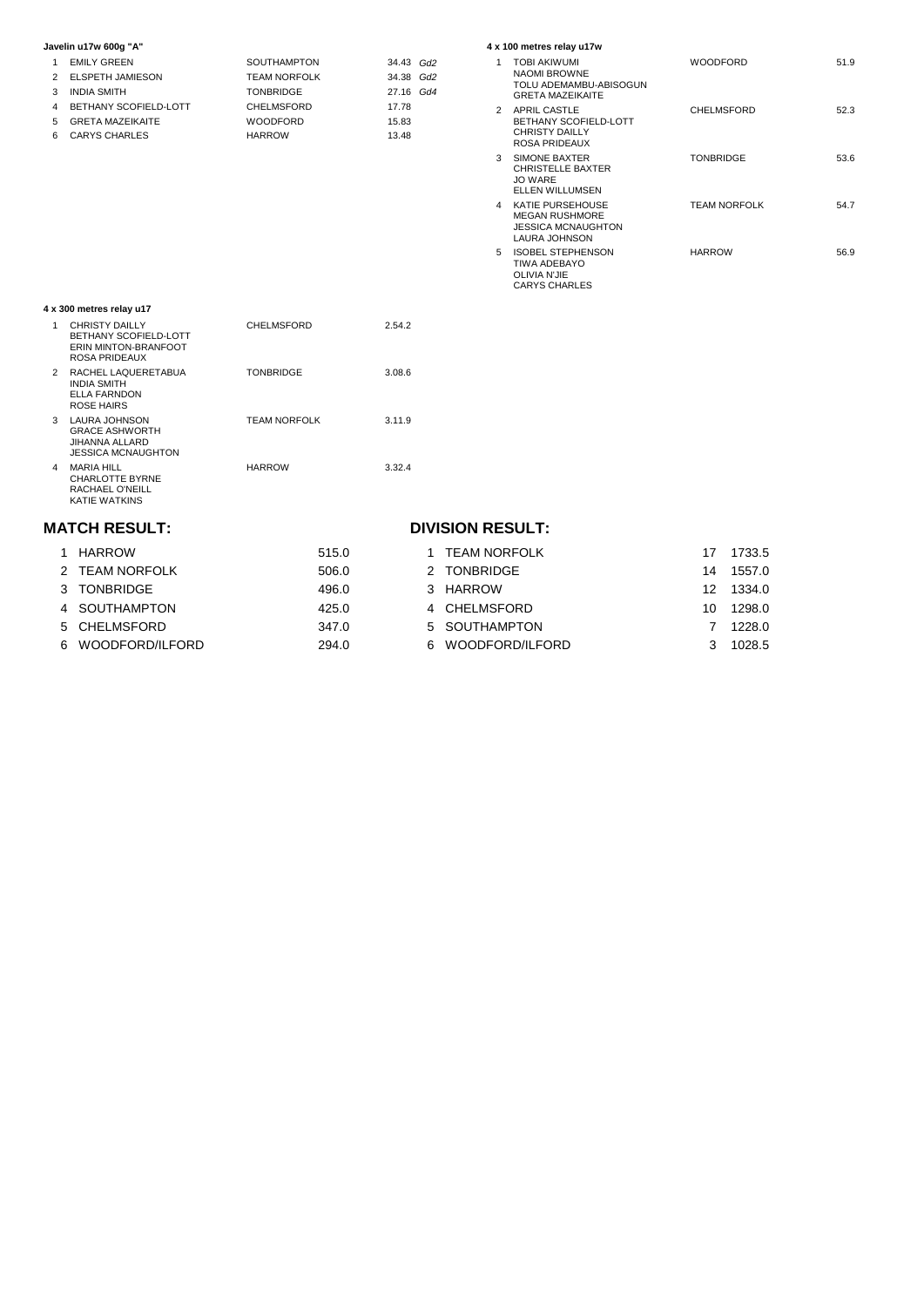**Javelin u17w 600g "A"**

| | | | | |
|---|---|---|---|---|
| 1 | EMILY GREEN | SOUTHAMPTON | 34.43 | *Gd2* |
| 2 | ELSPETH JAMIESON | TEAM NORFOLK | 34.38 | *Gd2* |
| 3 | INDIA SMITH | TONBRIDGE | 27.16 | *Gd4* |
| 4 | BETHANY SCOFIELD-LOTT | CHELMSFORD | 17.78 | |
| 5 | GRETA MAZEIKAITE | WOODFORD | 15.83 | |
| 6 | CARYS CHARLES | HARROW | 13.48 | |

**4 x 100 metres relay u17w**

| | | | |
|---|---|---|---|
| 1 | TOBI AKIWUMI<br>NAOMI BROWNE<br>TOLU ADEMAMBU-ABISOGUN<br>GRETA MAZEIKAITE | WOODFORD | 51.9 |
| 2 | APRIL CASTLE<br>BETHANY SCOFIELD-LOTT<br>CHRISTY DAILLY<br>ROSA PRIDEAUX | CHELMSFORD | 52.3 |
| 3 | SIMONE BAXTER<br>CHRISTELLE BAXTER<br>JO WARE<br>ELLEN WILLUMSEN | TONBRIDGE | 53.6 |
| 4 | KATIE PURSEHOUSE<br>MEGAN RUSHMORE<br>JESSICA MCNAUGHTON<br>LAURA JOHNSON | TEAM NORFOLK | 54.7 |
| 5 | ISOBEL STEPHENSON<br>TIWA ADEBAYO<br>OLIVIA N'JIE<br>CARYS CHARLES | HARROW | 56.9 |

**4 x 300 metres relay u17**

| | | | |
|---|---|---|---|
| 1 | CHRISTY DAILLY<br>BETHANY SCOFIELD-LOTT<br>ERIN MINTON-BRANFOOT<br>ROSA PRIDEAUX | CHELMSFORD | 2.54.2 |
| 2 | RACHEL LAQUERETABUA<br>INDIA SMITH<br>ELLA FARNDON<br>ROSE HAIRS | TONBRIDGE | 3.08.6 |
| 3 | LAURA JOHNSON<br>GRACE ASHWORTH<br>JIHANNA ALLARD<br>JESSICA MCNAUGHTON | TEAM NORFOLK | 3.11.9 |
| 4 | MARIA HILL<br>CHARLOTTE BYRNE<br>RACHAEL O'NEILL<br>KATIE WATKINS | HARROW | 3.32.4 |

## MATCH RESULT:

| | | |
|---|---|---|
| 1 | HARROW | 515.0 |
| 2 | TEAM NORFOLK | 506.0 |
| 3 | TONBRIDGE | 496.0 |
| 4 | SOUTHAMPTON | 425.0 |
| 5 | CHELMSFORD | 347.0 |
| 6 | WOODFORD/ILFORD | 294.0 |

## DIVISION RESULT:

| | | | |
|---|---|---|---|
| 1 | TEAM NORFOLK | 17 | 1733.5 |
| 2 | TONBRIDGE | 14 | 1557.0 |
| 3 | HARROW | 12 | 1334.0 |
| 4 | CHELMSFORD | 10 | 1298.0 |
| 5 | SOUTHAMPTON | 7 | 1228.0 |
| 6 | WOODFORD/ILFORD | 3 | 1028.5 |